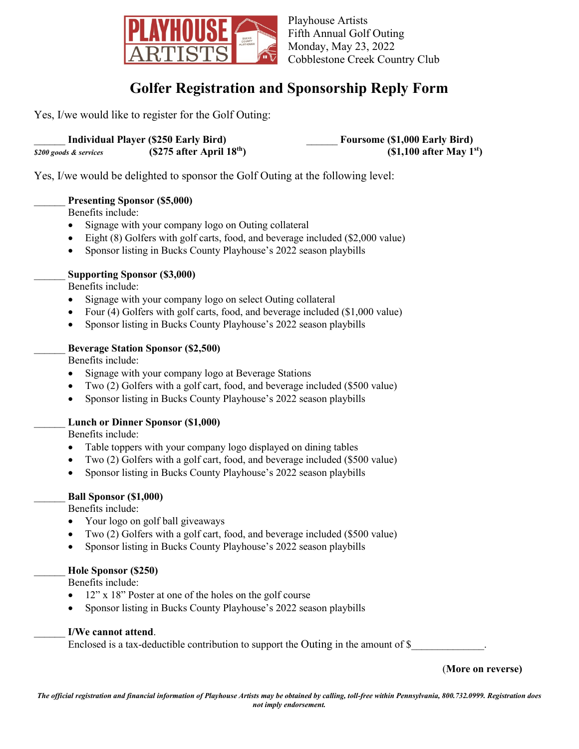PLAYHOUSE ARTISTS

Playhouse Artists
Fifth Annual Golf Outing
Monday, May 23, 2022
Cobblestone Creek Country Club

# Golfer Registration and Sponsorship Reply Form

Yes, I/we would like to register for the Golf Outing:

______ **Individual Player ($250 Early Bird)** **($275 after April 18th)**
*$200 goods & services*

______ **Foursome ($1,000 Early Bird)** **($1,100 after May 1st)**

Yes, I/we would be delighted to sponsor the Golf Outing at the following level:

______ **Presenting Sponsor ($5,000)**
Benefits include:
- Signage with your company logo on Outing collateral
- Eight (8) Golfers with golf carts, food, and beverage included ($2,000 value)
- Sponsor listing in Bucks County Playhouse's 2022 season playbills

______ **Supporting Sponsor ($3,000)**
Benefits include:
- Signage with your company logo on select Outing collateral
- Four (4) Golfers with golf carts, food, and beverage included ($1,000 value)
- Sponsor listing in Bucks County Playhouse's 2022 season playbills

______ **Beverage Station Sponsor ($2,500)**
Benefits include:
- Signage with your company logo at Beverage Stations
- Two (2) Golfers with a golf cart, food, and beverage included ($500 value)
- Sponsor listing in Bucks County Playhouse's 2022 season playbills

______ **Lunch or Dinner Sponsor ($1,000)**
Benefits include:
- Table toppers with your company logo displayed on dining tables
- Two (2) Golfers with a golf cart, food, and beverage included ($500 value)
- Sponsor listing in Bucks County Playhouse's 2022 season playbills

______ **Ball Sponsor ($1,000)**
Benefits include:
- Your logo on golf ball giveaways
- Two (2) Golfers with a golf cart, food, and beverage included ($500 value)
- Sponsor listing in Bucks County Playhouse's 2022 season playbills

______ **Hole Sponsor ($250)**
Benefits include:
- 12" x 18" Poster at one of the holes on the golf course
- Sponsor listing in Bucks County Playhouse's 2022 season playbills

______ **I/We cannot attend**.
Enclosed is a tax-deductible contribution to support the Outing in the amount of $______________.

(**More on reverse)**

***The official registration and financial information of Playhouse Artists may be obtained by calling, toll-free within Pennsylvania, 800.732.0999. Registration does not imply endorsement.***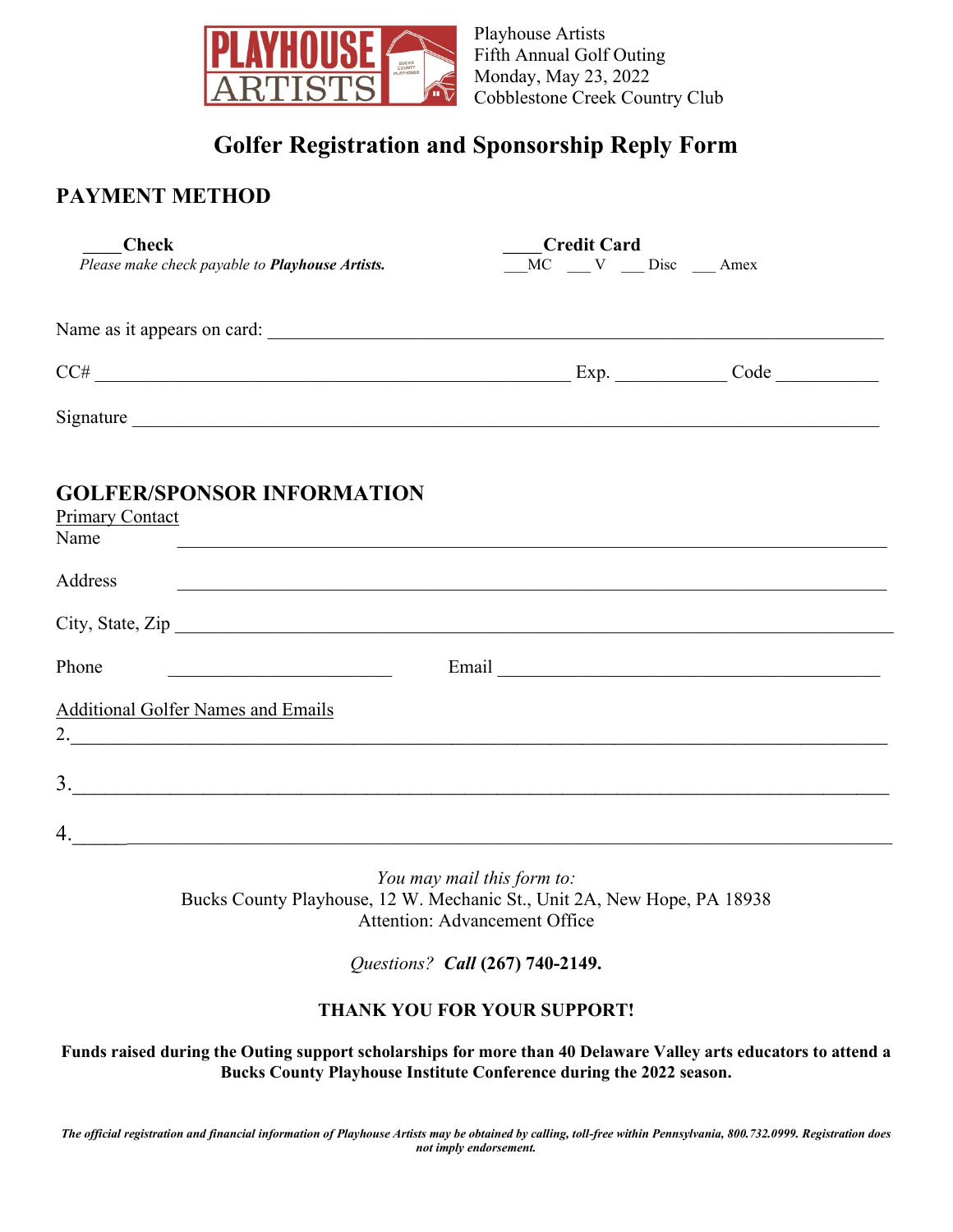Playhouse Artists
Fifth Annual Golf Outing
Monday, May 23, 2022
Cobblestone Creek Country Club

# Golfer Registration and Sponsorship Reply Form

## PAYMENT METHOD

____**Check**
*Please make check payable to **Playhouse Artists.***

____**Credit Card**
___MC ___ V ___ Disc ___ Amex

Name as it appears on card: ______________________________________________

CC# ______________________________________ Exp. ____________ Code ___________

Signature ________________________________________________________________

## GOLFER/SPONSOR INFORMATION

Primary Contact

Name ____________________________________________________________________

Address __________________________________________________________________

City, State, Zip ____________________________________________________________

Phone ________________________ Email ________________________________________

Additional Golfer Names and Emails

2.________________________________________________________________________

3.________________________________________________________________________

4.________________________________________________________________________

*You may mail this form to:*
Bucks County Playhouse, 12 W. Mechanic St., Unit 2A, New Hope, PA 18938
Attention: Advancement Office

*Questions?* ***Call*** **(267) 740-2149.**

**THANK YOU FOR YOUR SUPPORT!**

**Funds raised during the Outing support scholarships for more than 40 Delaware Valley arts educators to attend a Bucks County Playhouse Institute Conference during the 2022 season.**

***The official registration and financial information of Playhouse Artists may be obtained by calling, toll-free within Pennsylvania, 800.732.0999. Registration does not imply endorsement.***